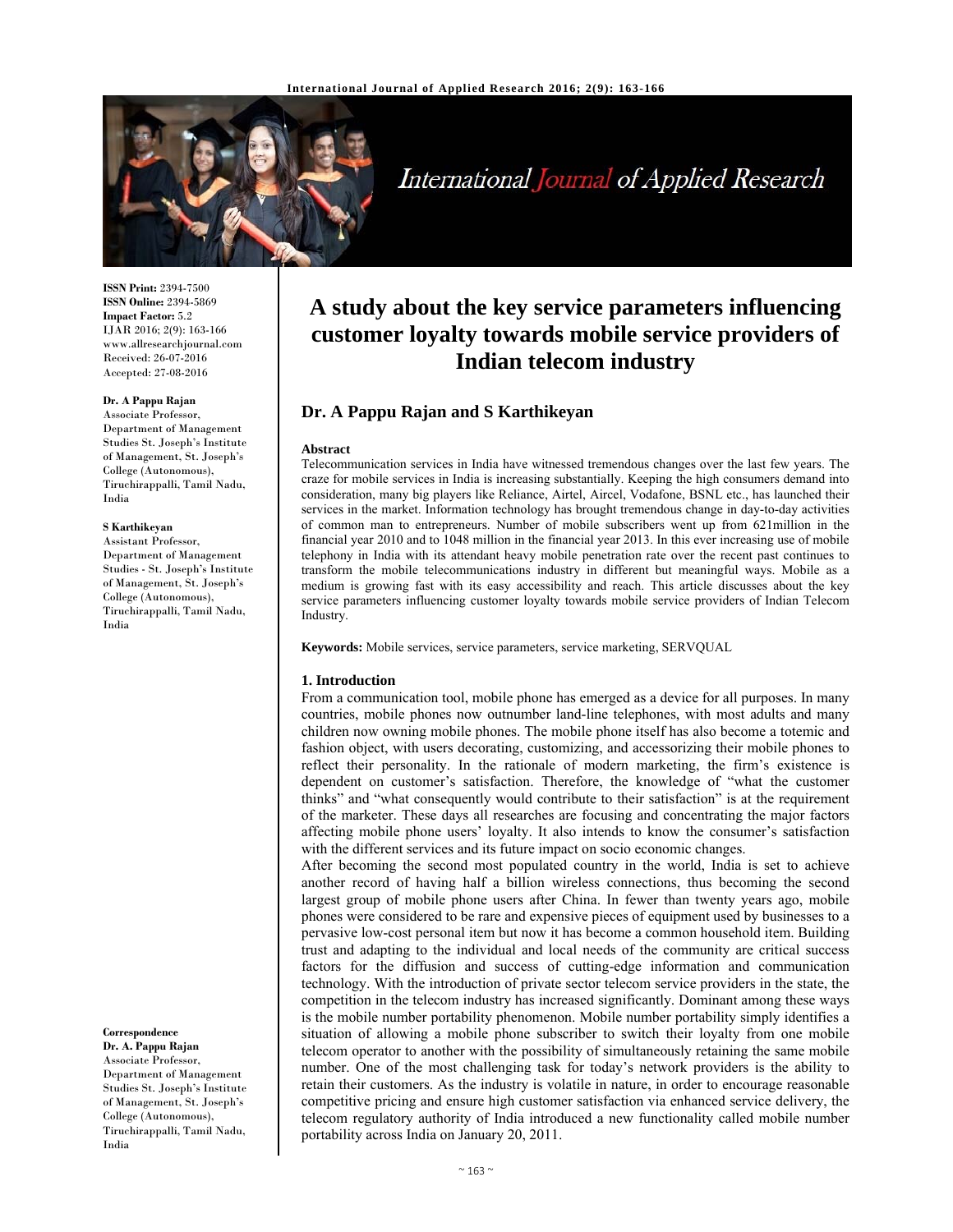**ISSN Print:** 2394-7500
**ISSN Online:** 2394-5869
**Impact Factor:** 5.2
IJAR 2016; 2(9): 163-166
www.allresearchjournal.com
Received: 26-07-2016
Accepted: 27-08-2016

**Dr. A Pappu Rajan**
Associate Professor, Department of Management Studies St. Joseph's Institute of Management, St. Joseph's College (Autonomous), Tiruchirappalli, Tamil Nadu, India

**S Karthikeyan**
Assistant Professor, Department of Management Studies - St. Joseph's Institute of Management, St. Joseph's College (Autonomous), Tiruchirappalli, Tamil Nadu, India

**Correspondence**
**Dr. A. Pappu Rajan**
Associate Professor, Department of Management Studies St. Joseph's Institute of Management, St. Joseph's College (Autonomous), Tiruchirappalli, Tamil Nadu, India

# A study about the key service parameters influencing customer loyalty towards mobile service providers of Indian telecom industry

**Dr. A Pappu Rajan and S Karthikeyan**

**Abstract**

Telecommunication services in India have witnessed tremendous changes over the last few years. The craze for mobile services in India is increasing substantially. Keeping the high consumers demand into consideration, many big players like Reliance, Airtel, Aircel, Vodafone, BSNL etc., has launched their services in the market. Information technology has brought tremendous change in day-to-day activities of common man to entrepreneurs. Number of mobile subscribers went up from 621million in the financial year 2010 and to 1048 million in the financial year 2013. In this ever increasing use of mobile telephony in India with its attendant heavy mobile penetration rate over the recent past continues to transform the mobile telecommunications industry in different but meaningful ways. Mobile as a medium is growing fast with its easy accessibility and reach. This article discusses about the key service parameters influencing customer loyalty towards mobile service providers of Indian Telecom Industry.

**Keywords:** Mobile services, service parameters, service marketing, SERVQUAL

## 1. Introduction

From a communication tool, mobile phone has emerged as a device for all purposes. In many countries, mobile phones now outnumber land-line telephones, with most adults and many children now owning mobile phones. The mobile phone itself has also become a totemic and fashion object, with users decorating, customizing, and accessorizing their mobile phones to reflect their personality. In the rationale of modern marketing, the firm's existence is dependent on customer's satisfaction. Therefore, the knowledge of "what the customer thinks" and "what consequently would contribute to their satisfaction" is at the requirement of the marketer. These days all researches are focusing and concentrating the major factors affecting mobile phone users' loyalty. It also intends to know the consumer's satisfaction with the different services and its future impact on socio economic changes.

After becoming the second most populated country in the world, India is set to achieve another record of having half a billion wireless connections, thus becoming the second largest group of mobile phone users after China. In fewer than twenty years ago, mobile phones were considered to be rare and expensive pieces of equipment used by businesses to a pervasive low-cost personal item but now it has become a common household item. Building trust and adapting to the individual and local needs of the community are critical success factors for the diffusion and success of cutting-edge information and communication technology. With the introduction of private sector telecom service providers in the state, the competition in the telecom industry has increased significantly. Dominant among these ways is the mobile number portability phenomenon. Mobile number portability simply identifies a situation of allowing a mobile phone subscriber to switch their loyalty from one mobile telecom operator to another with the possibility of simultaneously retaining the same mobile number. One of the most challenging task for today's network providers is the ability to retain their customers. As the industry is volatile in nature, in order to encourage reasonable competitive pricing and ensure high customer satisfaction via enhanced service delivery, the telecom regulatory authority of India introduced a new functionality called mobile number portability across India on January 20, 2011.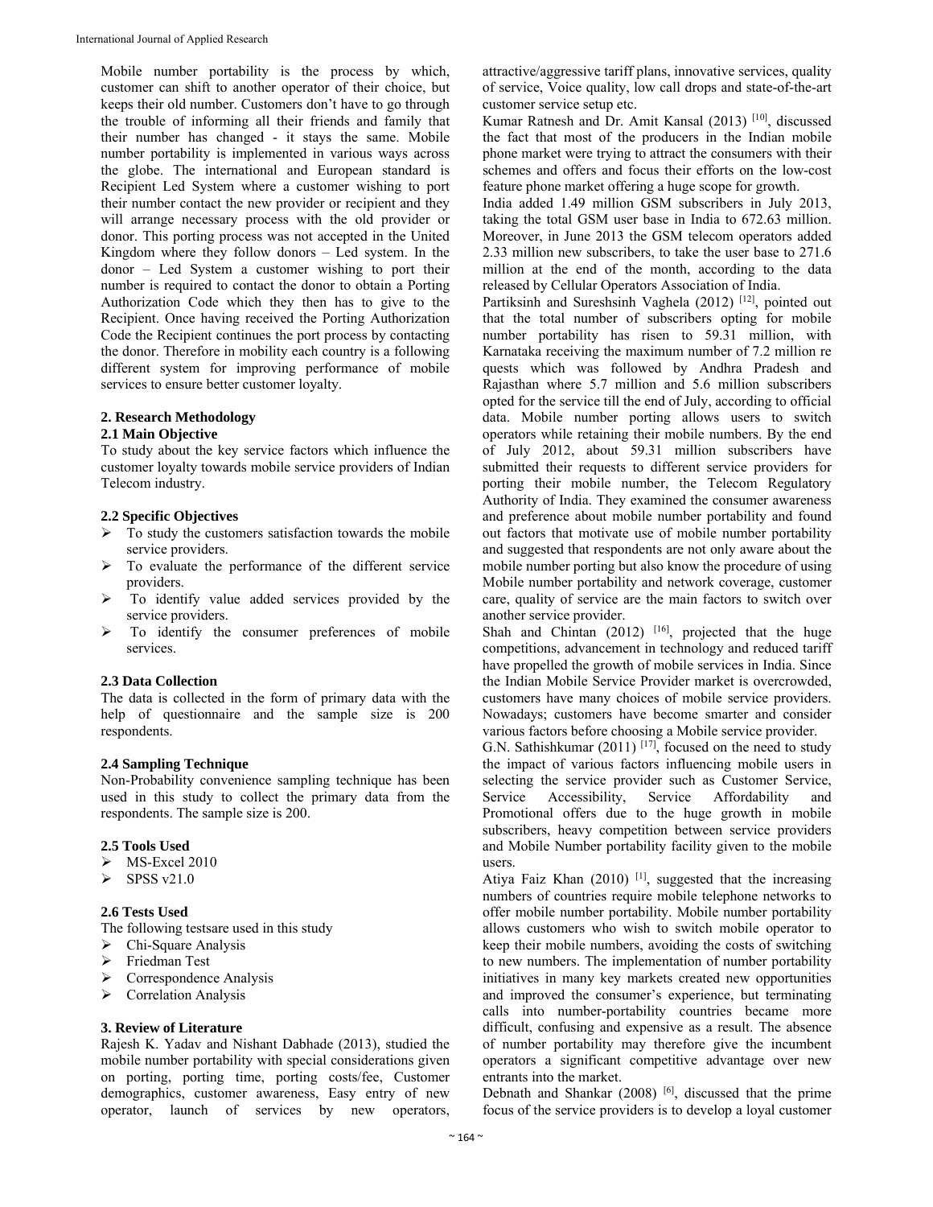Mobile number portability is the process by which, customer can shift to another operator of their choice, but keeps their old number. Customers don't have to go through the trouble of informing all their friends and family that their number has changed - it stays the same. Mobile number portability is implemented in various ways across the globe. The international and European standard is Recipient Led System where a customer wishing to port their number contact the new provider or recipient and they will arrange necessary process with the old provider or donor. This porting process was not accepted in the United Kingdom where they follow donors – Led system. In the donor – Led System a customer wishing to port their number is required to contact the donor to obtain a Porting Authorization Code which they then has to give to the Recipient. Once having received the Porting Authorization Code the Recipient continues the port process by contacting the donor. Therefore in mobility each country is a following different system for improving performance of mobile services to ensure better customer loyalty.

## 2. Research Methodology

### 2.1 Main Objective

To study about the key service factors which influence the customer loyalty towards mobile service providers of Indian Telecom industry.

### 2.2 Specific Objectives

- To study the customers satisfaction towards the mobile service providers.
- To evaluate the performance of the different service providers.
- To identify value added services provided by the service providers.
- To identify the consumer preferences of mobile services.

### 2.3 Data Collection

The data is collected in the form of primary data with the help of questionnaire and the sample size is 200 respondents.

### 2.4 Sampling Technique

Non-Probability convenience sampling technique has been used in this study to collect the primary data from the respondents. The sample size is 200.

### 2.5 Tools Used

- MS-Excel 2010
- SPSS v21.0

### 2.6 Tests Used

The following testsare used in this study

- Chi-Square Analysis
- Friedman Test
- Correspondence Analysis
- Correlation Analysis

## 3. Review of Literature

Rajesh K. Yadav and Nishant Dabhade (2013), studied the mobile number portability with special considerations given on porting, porting time, porting costs/fee, Customer demographics, customer awareness, Easy entry of new operator, launch of services by new operators, attractive/aggressive tariff plans, innovative services, quality of service, Voice quality, low call drops and state-of-the-art customer service setup etc.

Kumar Ratnesh and Dr. Amit Kansal (2013) [10], discussed the fact that most of the producers in the Indian mobile phone market were trying to attract the consumers with their schemes and offers and focus their efforts on the low-cost feature phone market offering a huge scope for growth.

India added 1.49 million GSM subscribers in July 2013, taking the total GSM user base in India to 672.63 million. Moreover, in June 2013 the GSM telecom operators added 2.33 million new subscribers, to take the user base to 271.6 million at the end of the month, according to the data released by Cellular Operators Association of India.

Partiksinh and Sureshsinh Vaghela (2012) [12], pointed out that the total number of subscribers opting for mobile number portability has risen to 59.31 million, with Karnataka receiving the maximum number of 7.2 million re quests which was followed by Andhra Pradesh and Rajasthan where 5.7 million and 5.6 million subscribers opted for the service till the end of July, according to official data. Mobile number porting allows users to switch operators while retaining their mobile numbers. By the end of July 2012, about 59.31 million subscribers have submitted their requests to different service providers for porting their mobile number, the Telecom Regulatory Authority of India. They examined the consumer awareness and preference about mobile number portability and found out factors that motivate use of mobile number portability and suggested that respondents are not only aware about the mobile number porting but also know the procedure of using Mobile number portability and network coverage, customer care, quality of service are the main factors to switch over another service provider.

Shah and Chintan (2012) [16], projected that the huge competitions, advancement in technology and reduced tariff have propelled the growth of mobile services in India. Since the Indian Mobile Service Provider market is overcrowded, customers have many choices of mobile service providers. Nowadays; customers have become smarter and consider various factors before choosing a Mobile service provider.

G.N. Sathishkumar (2011) [17], focused on the need to study the impact of various factors influencing mobile users in selecting the service provider such as Customer Service, Service Accessibility, Service Affordability and Promotional offers due to the huge growth in mobile subscribers, heavy competition between service providers and Mobile Number portability facility given to the mobile users.

Atiya Faiz Khan (2010) [1], suggested that the increasing numbers of countries require mobile telephone networks to offer mobile number portability. Mobile number portability allows customers who wish to switch mobile operator to keep their mobile numbers, avoiding the costs of switching to new numbers. The implementation of number portability initiatives in many key markets created new opportunities and improved the consumer's experience, but terminating calls into number-portability countries became more difficult, confusing and expensive as a result. The absence of number portability may therefore give the incumbent operators a significant competitive advantage over new entrants into the market.

Debnath and Shankar (2008) [6], discussed that the prime focus of the service providers is to develop a loyal customer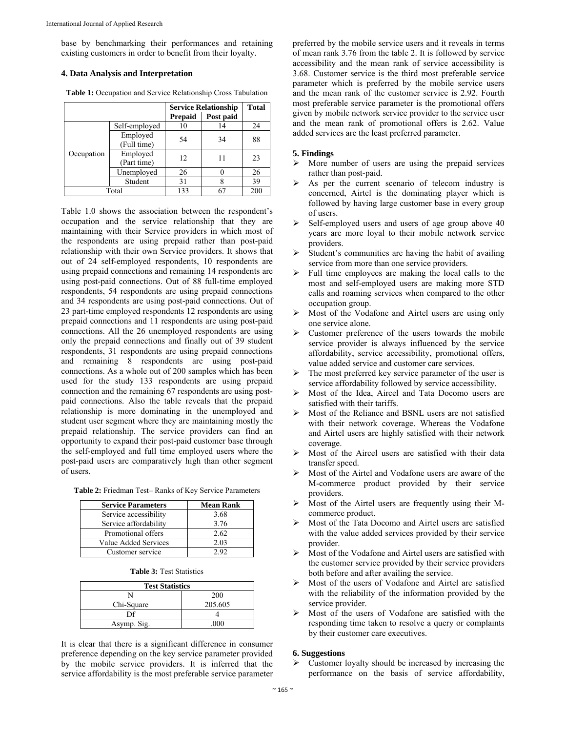base by benchmarking their performances and retaining existing customers in order to benefit from their loyalty.

### 4. Data Analysis and Interpretation

**Table 1:** Occupation and Service Relationship Cross Tabulation

| | | Service Relationship | | Total |
|---|---|---|---|---|
| | | Prepaid | Post paid | |
| Occupation | Self-employed | 10 | 14 | 24 |
| | Employed (Full time) | 54 | 34 | 88 |
| | Employed (Part time) | 12 | 11 | 23 |
| | Unemployed | 26 | 0 | 26 |
| | Student | 31 | 8 | 39 |
| Total | | 133 | 67 | 200 |

Table 1.0 shows the association between the respondent's occupation and the service relationship that they are maintaining with their Service providers in which most of the respondents are using prepaid rather than post-paid relationship with their own Service providers. It shows that out of 24 self-employed respondents, 10 respondents are using prepaid connections and remaining 14 respondents are using post-paid connections. Out of 88 full-time employed respondents, 54 respondents are using prepaid connections and 34 respondents are using post-paid connections. Out of 23 part-time employed respondents 12 respondents are using prepaid connections and 11 respondents are using post-paid connections. All the 26 unemployed respondents are using only the prepaid connections and finally out of 39 student respondents, 31 respondents are using prepaid connections and remaining 8 respondents are using post-paid connections. As a whole out of 200 samples which has been used for the study 133 respondents are using prepaid connection and the remaining 67 respondents are using post-paid connections. Also the table reveals that the prepaid relationship is more dominating in the unemployed and student user segment where they are maintaining mostly the prepaid relationship. The service providers can find an opportunity to expand their post-paid customer base through the self-employed and full time employed users where the post-paid users are comparatively high than other segment of users.

**Table 2:** Friedman Test– Ranks of Key Service Parameters

| Service Parameters | Mean Rank |
|---|---|
| Service accessibility | 3.68 |
| Service affordability | 3.76 |
| Promotional offers | 2.62 |
| Value Added Services | 2.03 |
| Customer service | 2.92 |

**Table 3:** Test Statistics

| Test Statistics | |
|---|---|
| N | 200 |
| Chi-Square | 205.605 |
| Df | 4 |
| Asymp. Sig. | .000 |

It is clear that there is a significant difference in consumer preference depending on the key service parameter provided by the mobile service providers. It is inferred that the service affordability is the most preferable service parameter preferred by the mobile service users and it reveals in terms of mean rank 3.76 from the table 2. It is followed by service accessibility and the mean rank of service accessibility is 3.68. Customer service is the third most preferable service parameter which is preferred by the mobile service users and the mean rank of the customer service is 2.92. Fourth most preferable service parameter is the promotional offers given by mobile network service provider to the service user and the mean rank of promotional offers is 2.62. Value added services are the least preferred parameter.

### 5. Findings

- More number of users are using the prepaid services rather than post-paid.
- As per the current scenario of telecom industry is concerned, Airtel is the dominating player which is followed by having large customer base in every group of users.
- Self-employed users and users of age group above 40 years are more loyal to their mobile network service providers.
- Student's communities are having the habit of availing service from more than one service providers.
- Full time employees are making the local calls to the most and self-employed users are making more STD calls and roaming services when compared to the other occupation group.
- Most of the Vodafone and Airtel users are using only one service alone.
- Customer preference of the users towards the mobile service provider is always influenced by the service affordability, service accessibility, promotional offers, value added service and customer care services.
- The most preferred key service parameter of the user is service affordability followed by service accessibility.
- Most of the Idea, Aircel and Tata Docomo users are satisfied with their tariffs.
- Most of the Reliance and BSNL users are not satisfied with their network coverage. Whereas the Vodafone and Airtel users are highly satisfied with their network coverage.
- Most of the Aircel users are satisfied with their data transfer speed.
- Most of the Airtel and Vodafone users are aware of the M-commerce product provided by their service providers.
- Most of the Airtel users are frequently using their M-commerce product.
- Most of the Tata Docomo and Airtel users are satisfied with the value added services provided by their service provider.
- Most of the Vodafone and Airtel users are satisfied with the customer service provided by their service providers both before and after availing the service.
- Most of the users of Vodafone and Airtel are satisfied with the reliability of the information provided by the service provider.
- Most of the users of Vodafone are satisfied with the responding time taken to resolve a query or complaints by their customer care executives.

### 6. Suggestions

- Customer loyalty should be increased by increasing the performance on the basis of service affordability,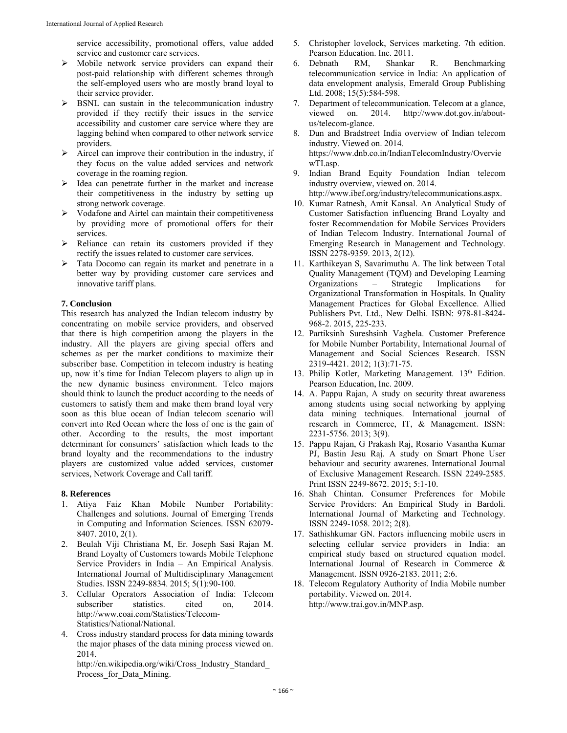service accessibility, promotional offers, value added service and customer care services.

- Mobile network service providers can expand their post-paid relationship with different schemes through the self-employed users who are mostly brand loyal to their service provider.
- BSNL can sustain in the telecommunication industry provided if they rectify their issues in the service accessibility and customer care service where they are lagging behind when compared to other network service providers.
- Aircel can improve their contribution in the industry, if they focus on the value added services and network coverage in the roaming region.
- Idea can penetrate further in the market and increase their competitiveness in the industry by setting up strong network coverage.
- Vodafone and Airtel can maintain their competitiveness by providing more of promotional offers for their services.
- Reliance can retain its customers provided if they rectify the issues related to customer care services.
- Tata Docomo can regain its market and penetrate in a better way by providing customer care services and innovative tariff plans.

## 7. Conclusion

This research has analyzed the Indian telecom industry by concentrating on mobile service providers, and observed that there is high competition among the players in the industry. All the players are giving special offers and schemes as per the market conditions to maximize their subscriber base. Competition in telecom industry is heating up, now it's time for Indian Telecom players to align up in the new dynamic business environment. Telco majors should think to launch the product according to the needs of customers to satisfy them and make them brand loyal very soon as this blue ocean of Indian telecom scenario will convert into Red Ocean where the loss of one is the gain of other. According to the results, the most important determinant for consumers' satisfaction which leads to the brand loyalty and the recommendations to the industry players are customized value added services, customer services, Network Coverage and Call tariff.

## 8. References

1. Atiya Faiz Khan Mobile Number Portability: Challenges and solutions. Journal of Emerging Trends in Computing and Information Sciences. ISSN 62079-8407. 2010, 2(1).
2. Beulah Viji Christiana M, Er. Joseph Sasi Rajan M. Brand Loyalty of Customers towards Mobile Telephone Service Providers in India – An Empirical Analysis. International Journal of Multidisciplinary Management Studies. ISSN 2249-8834. 2015; 5(1):90-100.
3. Cellular Operators Association of India: Telecom subscriber statistics. cited on, 2014. http://www.coai.com/Statistics/Telecom-Statistics/National/National.
4. Cross industry standard process for data mining towards the major phases of the data mining process viewed on. 2014. http://en.wikipedia.org/wiki/Cross_Industry_Standard_Process_for_Data_Mining.
5. Christopher lovelock, Services marketing. 7th edition. Pearson Education. Inc. 2011.
6. Debnath RM, Shankar R. Benchmarking telecommunication service in India: An application of data envelopment analysis, Emerald Group Publishing Ltd. 2008; 15(5):584-598.
7. Department of telecommunication. Telecom at a glance, viewed on. 2014. http://www.dot.gov.in/about-us/telecom-glance.
8. Dun and Bradstreet India overview of Indian telecom industry. Viewed on. 2014. https://www.dnb.co.in/IndianTelecomIndustry/OverviewTI.asp.
9. Indian Brand Equity Foundation Indian telecom industry overview, viewed on. 2014. http://www.ibef.org/industry/telecommunications.aspx.
10. Kumar Ratnesh, Amit Kansal. An Analytical Study of Customer Satisfaction influencing Brand Loyalty and foster Recommendation for Mobile Services Providers of Indian Telecom Industry. International Journal of Emerging Research in Management and Technology. ISSN 2278-9359. 2013, 2(12).
11. Karthikeyan S, Savarimuthu A. The link between Total Quality Management (TQM) and Developing Learning Organizations – Strategic Implications for Organizational Transformation in Hospitals. In Quality Management Practices for Global Excellence. Allied Publishers Pvt. Ltd., New Delhi. ISBN: 978-81-8424-968-2. 2015, 225-233.
12. Partiksinh Sureshsinh Vaghela. Customer Preference for Mobile Number Portability, International Journal of Management and Social Sciences Research. ISSN 2319-4421. 2012; 1(3):71-75.
13. Philip Kotler, Marketing Management. 13th Edition. Pearson Education, Inc. 2009.
14. A. Pappu Rajan, A study on security threat awareness among students using social networking by applying data mining techniques. International journal of research in Commerce, IT, & Management. ISSN: 2231-5756. 2013; 3(9).
15. Pappu Rajan, G Prakash Raj, Rosario Vasantha Kumar PJ, Bastin Jesu Raj. A study on Smart Phone User behaviour and security awarenes. International Journal of Exclusive Management Research. ISSN 2249-2585. Print ISSN 2249-8672. 2015; 5:1-10.
16. Shah Chintan. Consumer Preferences for Mobile Service Providers: An Empirical Study in Bardoli. International Journal of Marketing and Technology. ISSN 2249-1058. 2012; 2(8).
17. Sathishkumar GN. Factors influencing mobile users in selecting cellular service providers in India: an empirical study based on structured equation model. International Journal of Research in Commerce & Management. ISSN 0926-2183. 2011; 2:6.
18. Telecom Regulatory Authority of India Mobile number portability. Viewed on. 2014. http://www.trai.gov.in/MNP.asp.